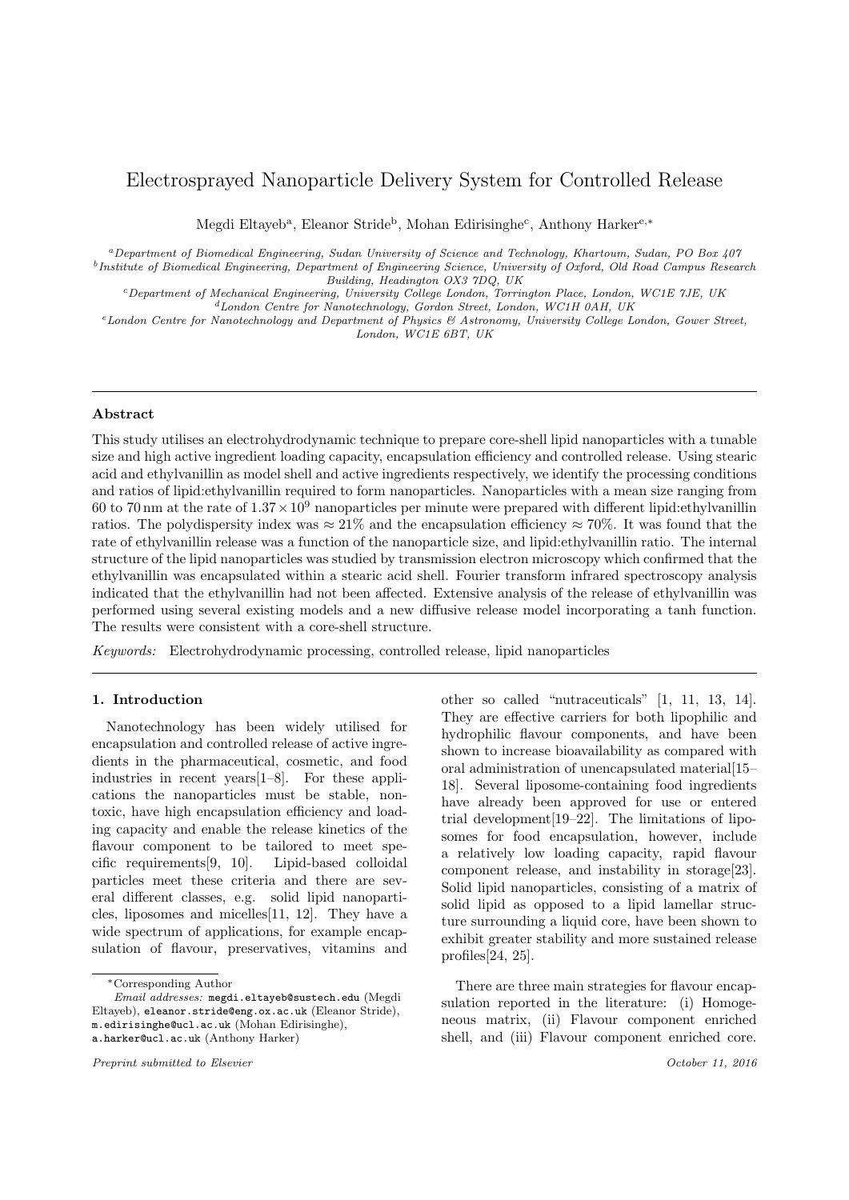# Electrosprayed Nanoparticle Delivery System for Controlled Release

Megdi Eltayeb[a], Eleanor Stride[b], Mohan Edirisinghe[c], Anthony Harker[e,*]

[a] Department of Biomedical Engineering, Sudan University of Science and Technology, Khartoum, Sudan, PO Box 407
[b] Institute of Biomedical Engineering, Department of Engineering Science, University of Oxford, Old Road Campus Research Building, Headington OX3 7DQ, UK
[c] Department of Mechanical Engineering, University College London, Torrington Place, London, WC1E 7JE, UK
[d] London Centre for Nanotechnology, Gordon Street, London, WC1H 0AH, UK
[e] London Centre for Nanotechnology and Department of Physics & Astronomy, University College London, Gower Street, London, WC1E 6BT, UK

## Abstract

This study utilises an electrohydrodynamic technique to prepare core-shell lipid nanoparticles with a tunable size and high active ingredient loading capacity, encapsulation efficiency and controlled release. Using stearic acid and ethylvanillin as model shell and active ingredients respectively, we identify the processing conditions and ratios of lipid:ethylvanillin required to form nanoparticles. Nanoparticles with a mean size ranging from 60 to 70 nm at the rate of $1.37 \times 10^9$ nanoparticles per minute were prepared with different lipid:ethylvanillin ratios. The polydispersity index was $\approx 21\%$ and the encapsulation efficiency $\approx 70\%$. It was found that the rate of ethylvanillin release was a function of the nanoparticle size, and lipid:ethylvanillin ratio. The internal structure of the lipid nanoparticles was studied by transmission electron microscopy which confirmed that the ethylvanillin was encapsulated within a stearic acid shell. Fourier transform infrared spectroscopy analysis indicated that the ethylvanillin had not been affected. Extensive analysis of the release of ethylvanillin was performed using several existing models and a new diffusive release model incorporating a tanh function. The results were consistent with a core-shell structure.

*Keywords:* Electrohydrodynamic processing, controlled release, lipid nanoparticles

## 1. Introduction

Nanotechnology has been widely utilised for encapsulation and controlled release of active ingredients in the pharmaceutical, cosmetic, and food industries in recent years[1–8]. For these applications the nanoparticles must be stable, non-toxic, have high encapsulation efficiency and loading capacity and enable the release kinetics of the flavour component to be tailored to meet specific requirements[9, 10]. Lipid-based colloidal particles meet these criteria and there are several different classes, e.g. solid lipid nanoparticles, liposomes and micelles[11, 12]. They have a wide spectrum of applications, for example encapsulation of flavour, preservatives, vitamins and other so called "nutraceuticals" [1, 11, 13, 14]. They are effective carriers for both lipophilic and hydrophilic flavour components, and have been shown to increase bioavailability as compared with oral administration of unencapsulated material[15–18]. Several liposome-containing food ingredients have already been approved for use or entered trial development[19–22]. The limitations of liposomes for food encapsulation, however, include a relatively low loading capacity, rapid flavour component release, and instability in storage[23]. Solid lipid nanoparticles, consisting of a matrix of solid lipid as opposed to a lipid lamellar structure surrounding a liquid core, have been shown to exhibit greater stability and more sustained release profiles[24, 25].

There are three main strategies for flavour encapsulation reported in the literature: (i) Homogeneous matrix, (ii) Flavour component enriched shell, and (iii) Flavour component enriched core.

*Corresponding Author
*Email addresses:* megdi.eltayeb@sustech.edu (Megdi Eltayeb), eleanor.stride@eng.ox.ac.uk (Eleanor Stride), m.edirisinghe@ucl.ac.uk (Mohan Edirisinghe), a.harker@ucl.ac.uk (Anthony Harker)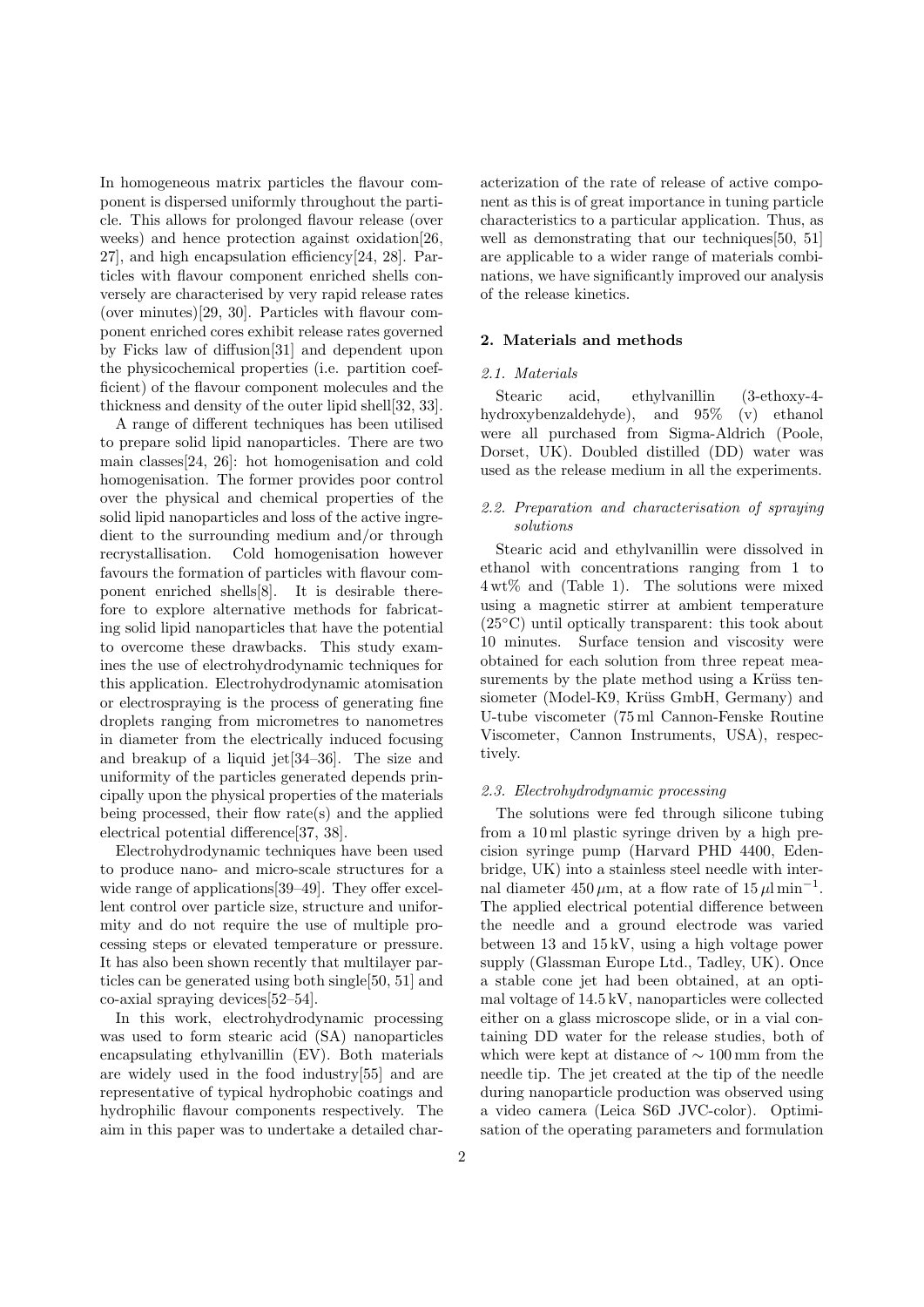In homogeneous matrix particles the flavour component is dispersed uniformly throughout the particle. This allows for prolonged flavour release (over weeks) and hence protection against oxidation[26, 27], and high encapsulation efficiency[24, 28]. Particles with flavour component enriched shells conversely are characterised by very rapid release rates (over minutes)[29, 30]. Particles with flavour component enriched cores exhibit release rates governed by Ficks law of diffusion[31] and dependent upon the physicochemical properties (i.e. partition coefficient) of the flavour component molecules and the thickness and density of the outer lipid shell[32, 33].

A range of different techniques has been utilised to prepare solid lipid nanoparticles. There are two main classes[24, 26]: hot homogenisation and cold homogenisation. The former provides poor control over the physical and chemical properties of the solid lipid nanoparticles and loss of the active ingredient to the surrounding medium and/or through recrystallisation. Cold homogenisation however favours the formation of particles with flavour component enriched shells[8]. It is desirable therefore to explore alternative methods for fabricating solid lipid nanoparticles that have the potential to overcome these drawbacks. This study examines the use of electrohydrodynamic techniques for this application. Electrohydrodynamic atomisation or electrospraying is the process of generating fine droplets ranging from micrometres to nanometres in diameter from the electrically induced focusing and breakup of a liquid jet[34–36]. The size and uniformity of the particles generated depends principally upon the physical properties of the materials being processed, their flow rate(s) and the applied electrical potential difference[37, 38].

Electrohydrodynamic techniques have been used to produce nano- and micro-scale structures for a wide range of applications[39–49]. They offer excellent control over particle size, structure and uniformity and do not require the use of multiple processing steps or elevated temperature or pressure. It has also been shown recently that multilayer particles can be generated using both single[50, 51] and co-axial spraying devices[52–54].

In this work, electrohydrodynamic processing was used to form stearic acid (SA) nanoparticles encapsulating ethylvanillin (EV). Both materials are widely used in the food industry[55] and are representative of typical hydrophobic coatings and hydrophilic flavour components respectively. The aim in this paper was to undertake a detailed characterization of the rate of release of active component as this is of great importance in tuning particle characteristics to a particular application. Thus, as well as demonstrating that our techniques[50, 51] are applicable to a wider range of materials combinations, we have significantly improved our analysis of the release kinetics.

## 2. Materials and methods

### *2.1. Materials*

Stearic acid, ethylvanillin (3-ethoxy-4-hydroxybenzaldehyde), and 95% (v) ethanol were all purchased from Sigma-Aldrich (Poole, Dorset, UK). Doubled distilled (DD) water was used as the release medium in all the experiments.

### *2.2. Preparation and characterisation of spraying solutions*

Stearic acid and ethylvanillin were dissolved in ethanol with concentrations ranging from 1 to 4 wt% and (Table 1). The solutions were mixed using a magnetic stirrer at ambient temperature (25°C) until optically transparent: this took about 10 minutes. Surface tension and viscosity were obtained for each solution from three repeat measurements by the plate method using a Krüss tensiometer (Model-K9, Krüss GmbH, Germany) and U-tube viscometer (75 ml Cannon-Fenske Routine Viscometer, Cannon Instruments, USA), respectively.

### *2.3. Electrohydrodynamic processing*

The solutions were fed through silicone tubing from a 10 ml plastic syringe driven by a high precision syringe pump (Harvard PHD 4400, Edenbridge, UK) into a stainless steel needle with internal diameter 450 $\mu$m, at a flow rate of 15 $\mu$l min$^{-1}$. The applied electrical potential difference between the needle and a ground electrode was varied between 13 and 15 kV, using a high voltage power supply (Glassman Europe Ltd., Tadley, UK). Once a stable cone jet had been obtained, at an optimal voltage of 14.5 kV, nanoparticles were collected either on a glass microscope slide, or in a vial containing DD water for the release studies, both of which were kept at distance of $\sim$ 100 mm from the needle tip. The jet created at the tip of the needle during nanoparticle production was observed using a video camera (Leica S6D JVC-color). Optimisation of the operating parameters and formulation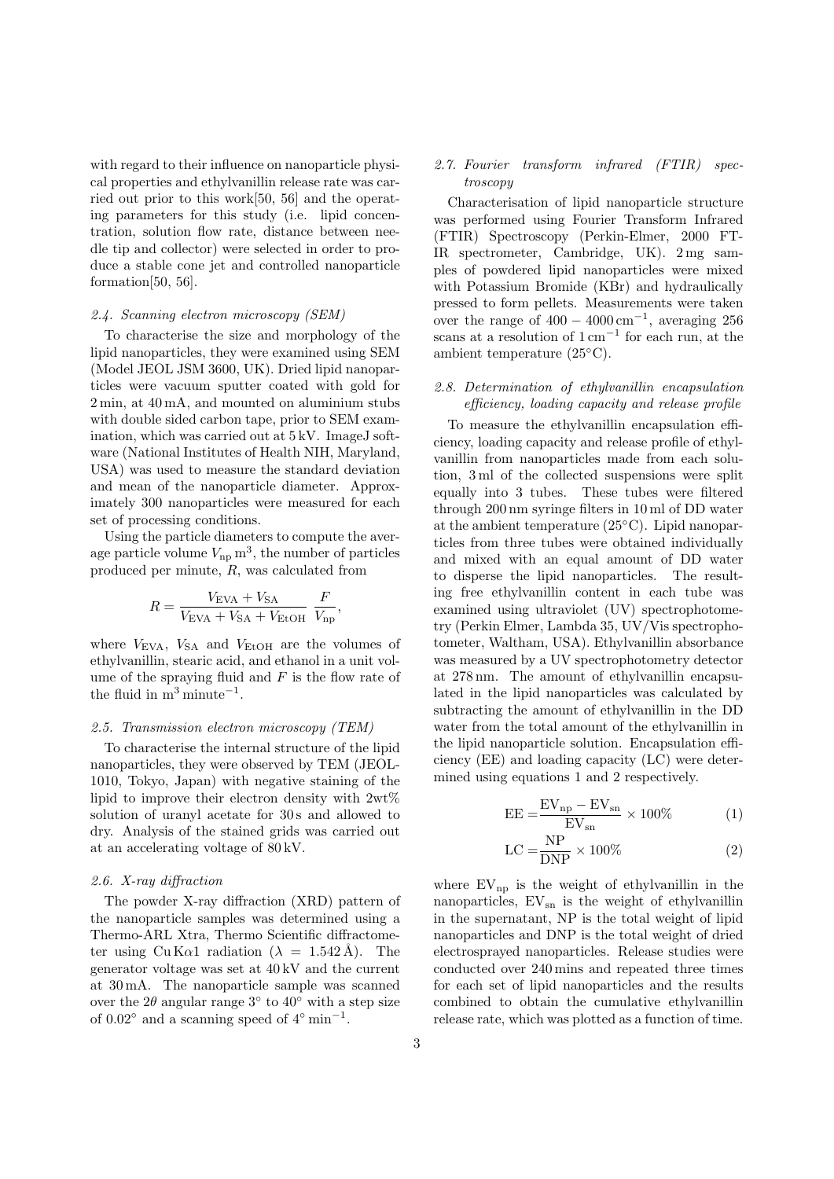with regard to their influence on nanoparticle physical properties and ethylvanillin release rate was carried out prior to this work[50, 56] and the operating parameters for this study (i.e. lipid concentration, solution flow rate, distance between needle tip and collector) were selected in order to produce a stable cone jet and controlled nanoparticle formation[50, 56].

### *2.4. Scanning electron microscopy (SEM)*

To characterise the size and morphology of the lipid nanoparticles, they were examined using SEM (Model JEOL JSM 3600, UK). Dried lipid nanoparticles were vacuum sputter coated with gold for 2 min, at 40 mA, and mounted on aluminium stubs with double sided carbon tape, prior to SEM examination, which was carried out at 5 kV. ImageJ software (National Institutes of Health NIH, Maryland, USA) was used to measure the standard deviation and mean of the nanoparticle diameter. Approximately 300 nanoparticles were measured for each set of processing conditions.

Using the particle diameters to compute the average particle volume $V_{\mathrm{np}}\,\mathrm{m}^3$, the number of particles produced per minute, $R$, was calculated from

$$R = \frac{V_{\mathrm{EVA}} + V_{\mathrm{SA}}}{V_{\mathrm{EVA}} + V_{\mathrm{SA}} + V_{\mathrm{EtOH}}} \, \frac{F}{V_{\mathrm{np}}},$$

where $V_{\mathrm{EVA}}$, $V_{\mathrm{SA}}$ and $V_{\mathrm{EtOH}}$ are the volumes of ethylvanillin, stearic acid, and ethanol in a unit volume of the spraying fluid and $F$ is the flow rate of the fluid in $\mathrm{m}^3\,\mathrm{minute}^{-1}$.

### *2.5. Transmission electron microscopy (TEM)*

To characterise the internal structure of the lipid nanoparticles, they were observed by TEM (JEOL-1010, Tokyo, Japan) with negative staining of the lipid to improve their electron density with 2wt% solution of uranyl acetate for 30 s and allowed to dry. Analysis of the stained grids was carried out at an accelerating voltage of 80 kV.

### *2.6. X-ray diffraction*

The powder X-ray diffraction (XRD) pattern of the nanoparticle samples was determined using a Thermo-ARL Xtra, Thermo Scientific diffractometer using Cu K$\alpha$1 radiation ($\lambda = 1.542\,\text{Å}$). The generator voltage was set at 40 kV and the current at 30 mA. The nanoparticle sample was scanned over the $2\theta$ angular range $3^\circ$ to $40^\circ$ with a step size of $0.02^\circ$ and a scanning speed of $4^\circ\,\mathrm{min}^{-1}$.

### *2.7. Fourier transform infrared (FTIR) spectroscopy*

Characterisation of lipid nanoparticle structure was performed using Fourier Transform Infrared (FTIR) Spectroscopy (Perkin-Elmer, 2000 FT-IR spectrometer, Cambridge, UK). 2 mg samples of powdered lipid nanoparticles were mixed with Potassium Bromide (KBr) and hydraulically pressed to form pellets. Measurements were taken over the range of $400 - 4000\,\mathrm{cm}^{-1}$, averaging 256 scans at a resolution of $1\,\mathrm{cm}^{-1}$ for each run, at the ambient temperature (25°C).

### *2.8. Determination of ethylvanillin encapsulation efficiency, loading capacity and release profile*

To measure the ethylvanillin encapsulation efficiency, loading capacity and release profile of ethylvanillin from nanoparticles made from each solution, 3 ml of the collected suspensions were split equally into 3 tubes. These tubes were filtered through 200 nm syringe filters in 10 ml of DD water at the ambient temperature (25°C). Lipid nanoparticles from three tubes were obtained individually and mixed with an equal amount of DD water to disperse the lipid nanoparticles. The resulting free ethylvanillin content in each tube was examined using ultraviolet (UV) spectrophotometry (Perkin Elmer, Lambda 35, UV/Vis spectrophotometer, Waltham, USA). Ethylvanillin absorbance was measured by a UV spectrophotometry detector at 278 nm. The amount of ethylvanillin encapsulated in the lipid nanoparticles was calculated by subtracting the amount of ethylvanillin in the DD water from the total amount of the ethylvanillin in the lipid nanoparticle solution. Encapsulation efficiency (EE) and loading capacity (LC) were determined using equations 1 and 2 respectively.

$$\mathrm{EE} = \frac{\mathrm{EV_{np}} - \mathrm{EV_{sn}}}{\mathrm{EV_{sn}}} \times 100\% \tag{1}$$

$$\mathrm{LC} = \frac{\mathrm{NP}}{\mathrm{DNP}} \times 100\% \tag{2}$$

where $\mathrm{EV_{np}}$ is the weight of ethylvanillin in the nanoparticles, $\mathrm{EV_{sn}}$ is the weight of ethylvanillin in the supernatant, NP is the total weight of lipid nanoparticles and DNP is the total weight of dried electrosprayed nanoparticles. Release studies were conducted over 240 mins and repeated three times for each set of lipid nanoparticles and the results combined to obtain the cumulative ethylvanillin release rate, which was plotted as a function of time.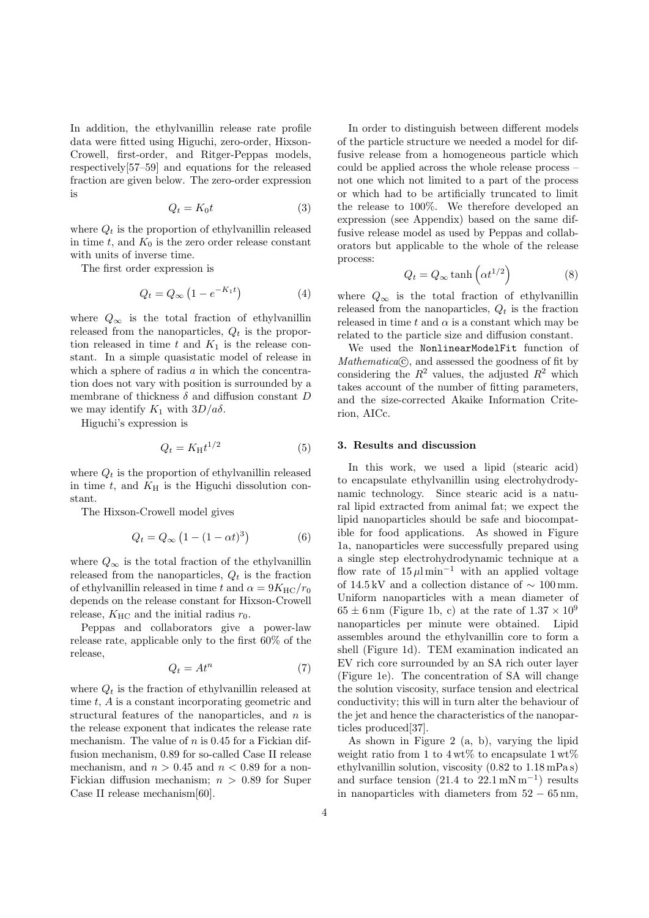In addition, the ethylvanillin release rate profile data were fitted using Higuchi, zero-order, Hixson-Crowell, first-order, and Ritger-Peppas models, respectively[57–59] and equations for the released fraction are given below. The zero-order expression is

$$Q_t = K_0 t \tag{3}$$

where $Q_t$ is the proportion of ethylvanillin released in time $t$, and $K_0$ is the zero order release constant with units of inverse time.

The first order expression is

$$Q_t = Q_\infty \left(1 - e^{-K_1 t}\right) \tag{4}$$

where $Q_\infty$ is the total fraction of ethylvanillin released from the nanoparticles, $Q_t$ is the proportion released in time $t$ and $K_1$ is the release constant. In a simple quasistatic model of release in which a sphere of radius $a$ in which the concentration does not vary with position is surrounded by a membrane of thickness $\delta$ and diffusion constant $D$ we may identify $K_1$ with $3D/a\delta$.

Higuchi's expression is

$$Q_t = K_{\mathrm{H}} t^{1/2} \tag{5}$$

where $Q_t$ is the proportion of ethylvanillin released in time $t$, and $K_{\mathrm{H}}$ is the Higuchi dissolution constant.

The Hixson-Crowell model gives

$$Q_t = Q_\infty \left(1 - (1 - \alpha t)^3\right) \tag{6}$$

where $Q_\infty$ is the total fraction of the ethylvanillin released from the nanoparticles, $Q_t$ is the fraction of ethylvanillin released in time $t$ and $\alpha = 9K_{\mathrm{HC}}/r_0$ depends on the release constant for Hixson-Crowell release, $K_{\mathrm{HC}}$ and the initial radius $r_0$.

Peppas and collaborators give a power-law release rate, applicable only to the first 60% of the release,

$$Q_t = At^n \tag{7}$$

where $Q_t$ is the fraction of ethylvanillin released at time $t$, $A$ is a constant incorporating geometric and structural features of the nanoparticles, and $n$ is the release exponent that indicates the release rate mechanism. The value of $n$ is 0.45 for a Fickian diffusion mechanism, 0.89 for so-called Case II release mechanism, and $n > 0.45$ and $n < 0.89$ for a non-Fickian diffusion mechanism; $n > 0.89$ for Super Case II release mechanism[60].

In order to distinguish between different models of the particle structure we needed a model for diffusive release from a homogeneous particle which could be applied across the whole release process – not one which not limited to a part of the process or which had to be artificially truncated to limit the release to 100%. We therefore developed an expression (see Appendix) based on the same diffusive release model as used by Peppas and collaborators but applicable to the whole of the release process:

$$Q_t = Q_\infty \tanh\left(\alpha t^{1/2}\right) \tag{8}$$

where $Q_\infty$ is the total fraction of ethylvanillin released from the nanoparticles, $Q_t$ is the fraction released in time $t$ and $\alpha$ is a constant which may be related to the particle size and diffusion constant.

We used the `NonlinearModelFit` function of *Mathematica*©, and assessed the goodness of fit by considering the $R^2$ values, the adjusted $R^2$ which takes account of the number of fitting parameters, and the size-corrected Akaike Information Criterion, AICc.

## 3. Results and discussion

In this work, we used a lipid (stearic acid) to encapsulate ethylvanillin using electrohydrodynamic technology. Since stearic acid is a natural lipid extracted from animal fat; we expect the lipid nanoparticles should be safe and biocompatible for food applications. As showed in Figure 1a, nanoparticles were successfully prepared using a single step electrohydrodynamic technique at a flow rate of $15\,\mu\mathrm{l\,min^{-1}}$ with an applied voltage of 14.5 kV and a collection distance of $\sim 100\,\mathrm{mm}$. Uniform nanoparticles with a mean diameter of $65 \pm 6\,\mathrm{nm}$ (Figure 1b, c) at the rate of $1.37 \times 10^9$ nanoparticles per minute were obtained. Lipid assembles around the ethylvanillin core to form a shell (Figure 1d). TEM examination indicated an EV rich core surrounded by an SA rich outer layer (Figure 1e). The concentration of SA will change the solution viscosity, surface tension and electrical conductivity; this will in turn alter the behaviour of the jet and hence the characteristics of the nanoparticles produced[37].

As shown in Figure 2 (a, b), varying the lipid weight ratio from 1 to 4 wt% to encapsulate 1 wt% ethylvanillin solution, viscosity (0.82 to 1.18 mPa s) and surface tension (21.4 to $22.1\,\mathrm{mN\,m^{-1}}$) results in nanoparticles with diameters from $52 - 65\,\mathrm{nm}$,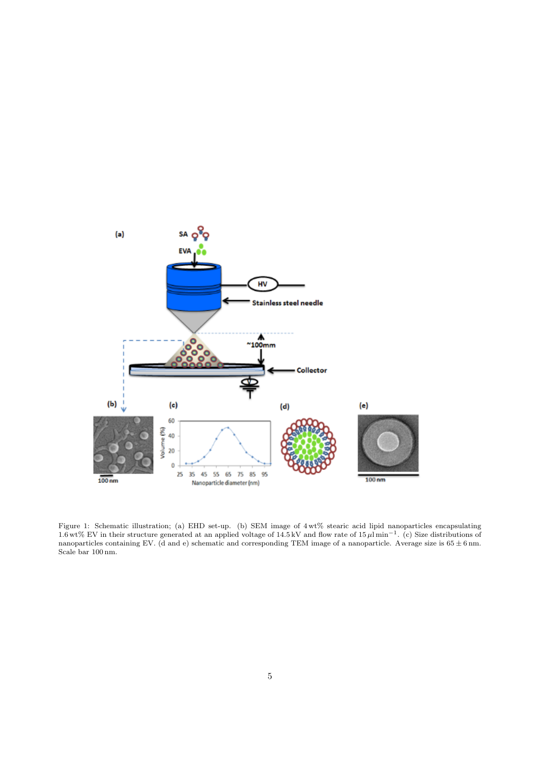Figure 1: Schematic illustration; (a) EHD set-up. (b) SEM image of 4 wt% stearic acid lipid nanoparticles encapsulating 1.6 wt% EV in their structure generated at an applied voltage of 14.5 kV and flow rate of 15 $\mu$l min$^{-1}$. (c) Size distributions of nanoparticles containing EV. (d and e) schematic and corresponding TEM image of a nanoparticle. Average size is $65 \pm 6$ nm. Scale bar 100 nm.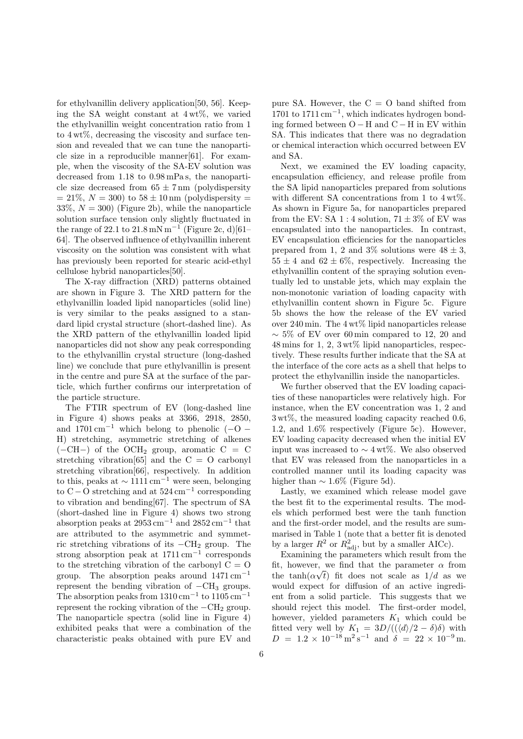for ethylvanillin delivery application[50, 56]. Keeping the SA weight constant at 4 wt%, we varied the ethylvanillin weight concentration ratio from 1 to 4 wt%, decreasing the viscosity and surface tension and revealed that we can tune the nanoparticle size in a reproducible manner[61]. For example, when the viscosity of the SA-EV solution was decreased from 1.18 to 0.98 mPa s, the nanoparticle size decreased from $65 \pm 7$ nm (polydispersity = 21%, $N = 300$) to $58 \pm 10$ nm (polydispersity = 33%, $N = 300$) (Figure 2b), while the nanoparticle solution surface tension only slightly fluctuated in the range of 22.1 to 21.8 mN m$^{-1}$ (Figure 2c, d)[61–64]. The observed influence of ethylvanillin inherent viscosity on the solution was consistent with what has previously been reported for stearic acid-ethyl cellulose hybrid nanoparticles[50].

The X-ray diffraction (XRD) patterns obtained are shown in Figure 3. The XRD pattern for the ethylvanillin loaded lipid nanoparticles (solid line) is very similar to the peaks assigned to a standard lipid crystal structure (short-dashed line). As the XRD pattern of the ethylvanillin loaded lipid nanoparticles did not show any peak corresponding to the ethylvanillin crystal structure (long-dashed line) we conclude that pure ethylvanillin is present in the centre and pure SA at the surface of the particle, which further confirms our interpretation of the particle structure.

The FTIR spectrum of EV (long-dashed line in Figure 4) shows peaks at 3366, 2918, 2850, and 1701 cm$^{-1}$ which belong to phenolic ($-$O $-$ H) stretching, asymmetric stretching of alkenes ($-$CH$-$) of the $OCH_2$ group, aromatic C = C stretching vibration[65] and the C = O carbonyl stretching vibration[66], respectively. In addition to this, peaks at $\sim 1111$ cm$^{-1}$ were seen, belonging to C $-$ O stretching and at 524 cm$^{-1}$ corresponding to vibration and bending[67]. The spectrum of SA (short-dashed line in Figure 4) shows two strong absorption peaks at 2953 cm$^{-1}$ and 2852 cm$^{-1}$ that are attributed to the asymmetric and symmetric stretching vibrations of its $-CH_2$ group. The strong absorption peak at 1711 cm$^{-1}$ corresponds to the stretching vibration of the carbonyl C = O group. The absorption peaks around 1471 cm$^{-1}$ represent the bending vibration of $-CH_3$ groups. The absorption peaks from 1310 cm$^{-1}$ to 1105 cm$^{-1}$ represent the rocking vibration of the $-CH_2$ group. The nanoparticle spectra (solid line in Figure 4) exhibited peaks that were a combination of the characteristic peaks obtained with pure EV and pure SA. However, the C = O band shifted from 1701 to 1711 cm$^{-1}$, which indicates hydrogen bonding formed between O $-$ H and C $-$ H in EV within SA. This indicates that there was no degradation or chemical interaction which occurred between EV and SA.

Next, we examined the EV loading capacity, encapsulation efficiency, and release profile from the SA lipid nanoparticles prepared from solutions with different SA concentrations from 1 to 4 wt%. As shown in Figure 5a, for nanoparticles prepared from the EV: SA 1 : 4 solution, $71 \pm 3$% of EV was encapsulated into the nanoparticles. In contrast, EV encapsulation efficiencies for the nanoparticles prepared from 1, 2 and 3% solutions were $48 \pm 3$, $55 \pm 4$ and $62 \pm 6$%, respectively. Increasing the ethylvanillin content of the spraying solution eventually led to unstable jets, which may explain the non-monotonic variation of loading capacity with ethylvanillin content shown in Figure 5c. Figure 5b shows the how the release of the EV varied over 240 min. The 4 wt% lipid nanoparticles release $\sim 5$% of EV over 60 min compared to 12, 20 and 48 mins for 1, 2, 3 wt% lipid nanoparticles, respectively. These results further indicate that the SA at the interface of the core acts as a shell that helps to protect the ethylvanillin inside the nanoparticles.

We further observed that the EV loading capacities of these nanoparticles were relatively high. For instance, when the EV concentration was 1, 2 and 3 wt%, the measured loading capacity reached 0.6, 1.2, and 1.6% respectively (Figure 5c). However, EV loading capacity decreased when the initial EV input was increased to $\sim 4$ wt%. We also observed that EV was released from the nanoparticles in a controlled manner until its loading capacity was higher than $\sim 1.6$% (Figure 5d).

Lastly, we examined which release model gave the best fit to the experimental results. The models which performed best were the tanh function and the first-order model, and the results are summarised in Table 1 (note that a better fit is denoted by a larger $R^2$ or $R^2_{\text{adj}}$, but by a smaller AICc).

Examining the parameters which result from the fit, however, we find that the parameter $\alpha$ from the $\tanh(\alpha\sqrt{t})$ fit does not scale as $1/d$ as we would expect for diffusion of an active ingredient from a solid particle. This suggests that we should reject this model. The first-order model, however, yielded parameters $K_1$ which could be fitted very well by $K_1 = 3D/((\langle d \rangle/2 - \delta)\delta)$ with $D = 1.2 \times 10^{-18}\,\text{m}^2\,\text{s}^{-1}$ and $\delta = 22 \times 10^{-9}$ m.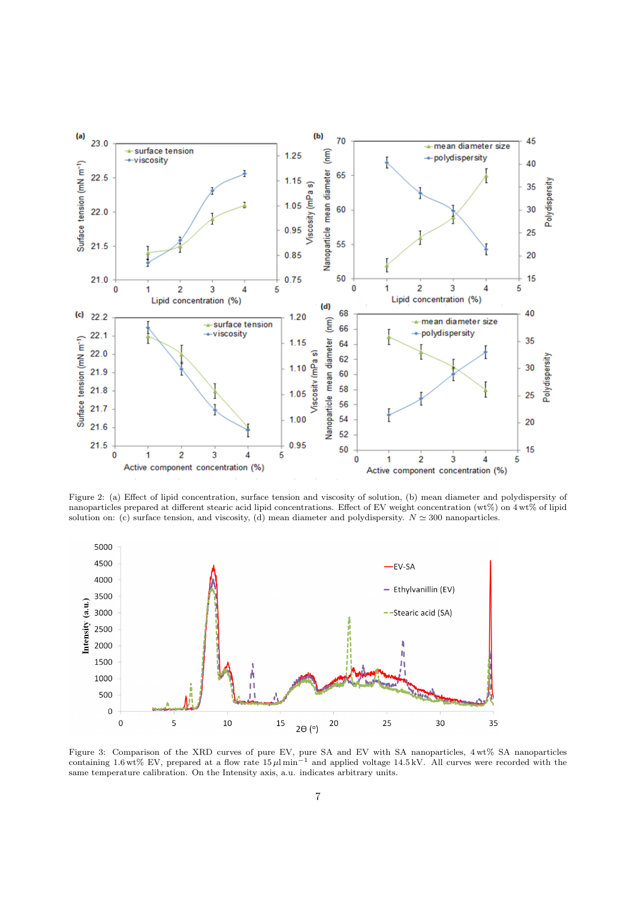Figure 2: (a) Effect of lipid concentration, surface tension and viscosity of solution, (b) mean diameter and polydispersity of nanoparticles prepared at different stearic acid lipid concentrations. Effect of EV weight concentration (wt%) on 4 wt% of lipid solution on: (c) surface tension, and viscosity, (d) mean diameter and polydispersity. $N \simeq 300$ nanoparticles.

Figure 3: Comparison of the XRD curves of pure EV, pure SA and EV with SA nanoparticles, 4 wt% SA nanoparticles containing 1.6 wt% EV, prepared at a flow rate $15\,\mu l\,\mathrm{min}^{-1}$ and applied voltage 14.5 kV. All curves were recorded with the same temperature calibration. On the Intensity axis, a.u. indicates arbitrary units.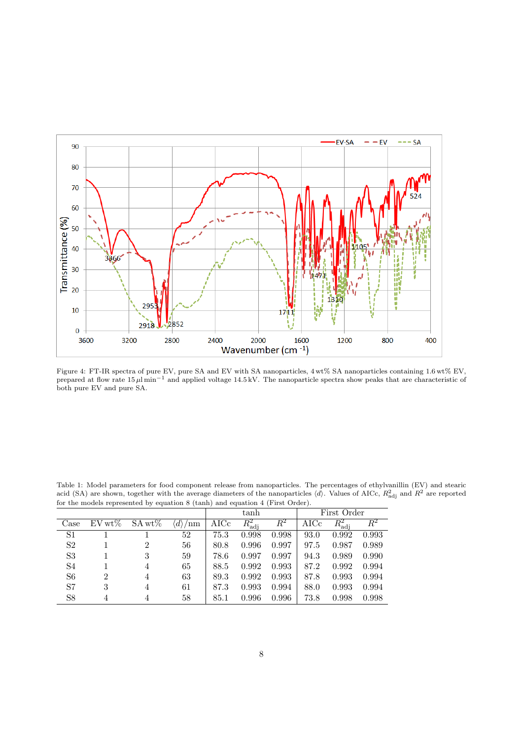Figure 4: FT-IR spectra of pure EV, pure SA and EV with SA nanoparticles, 4 wt% SA nanoparticles containing 1.6 wt% EV, prepared at flow rate 15 $\mu$l min$^{-1}$ and applied voltage 14.5 kV. The nanoparticle spectra show peaks that are characteristic of both pure EV and pure SA.

Table 1: Model parameters for food component release from nanoparticles. The percentages of ethylvanillin (EV) and stearic acid (SA) are shown, together with the average diameters of the nanoparticles $\langle d \rangle$. Values of AICc, $R^2_{\text{adj}}$ and $R^2$ are reported for the models represented by equation 8 (tanh) and equation 4 (First Order).

| | | | | tanh | | | First Order | | |
|---|---|---|---|---|---|---|---|---|---|
| Case | EV wt% | SA wt% | $\langle d \rangle$/nm | AICc | $R^2_{\text{adj}}$ | $R^2$ | AICc | $R^2_{\text{adj}}$ | $R^2$ |
| S1 | 1 | 1 | 52 | 75.3 | 0.998 | 0.998 | 93.0 | 0.992 | 0.993 |
| S2 | 1 | 2 | 56 | 80.8 | 0.996 | 0.997 | 97.5 | 0.987 | 0.989 |
| S3 | 1 | 3 | 59 | 78.6 | 0.997 | 0.997 | 94.3 | 0.989 | 0.990 |
| S4 | 1 | 4 | 65 | 88.5 | 0.992 | 0.993 | 87.2 | 0.992 | 0.994 |
| S6 | 2 | 4 | 63 | 89.3 | 0.992 | 0.993 | 87.8 | 0.993 | 0.994 |
| S7 | 3 | 4 | 61 | 87.3 | 0.993 | 0.994 | 88.0 | 0.993 | 0.994 |
| S8 | 4 | 4 | 58 | 85.1 | 0.996 | 0.996 | 73.8 | 0.998 | 0.998 |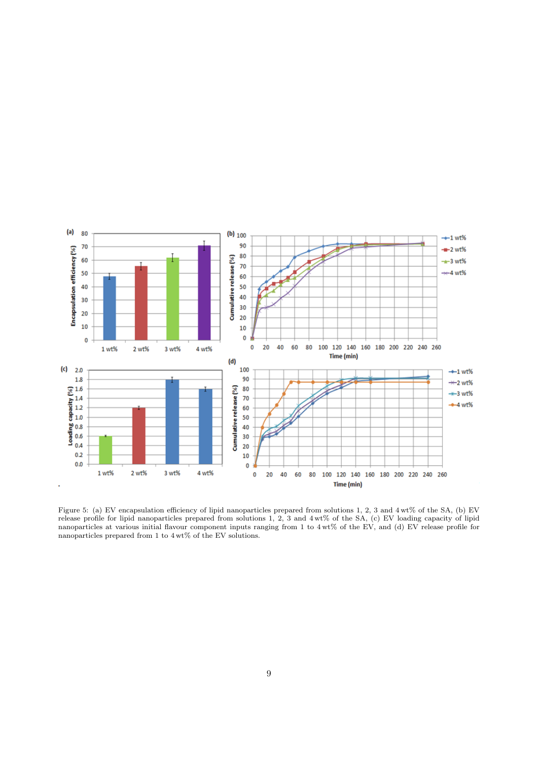Figure 5: (a) EV encapsulation efficiency of lipid nanoparticles prepared from solutions 1, 2, 3 and 4 wt% of the SA, (b) EV release profile for lipid nanoparticles prepared from solutions 1, 2, 3 and 4 wt% of the SA, (c) EV loading capacity of lipid nanoparticles at various initial flavour component inputs ranging from 1 to 4 wt% of the EV, and (d) EV release profile for nanoparticles prepared from 1 to 4 wt% of the EV solutions.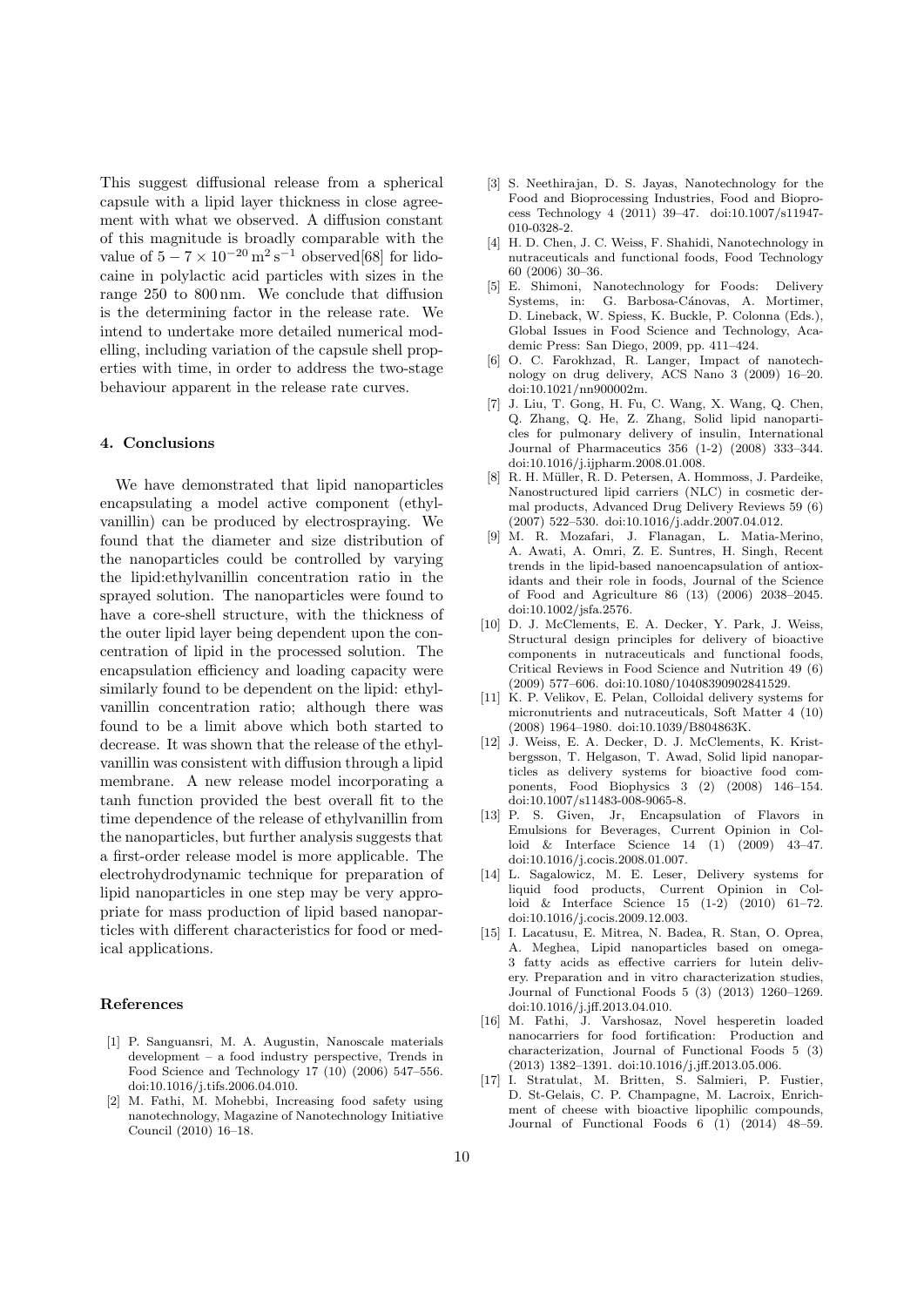This suggest diffusional release from a spherical capsule with a lipid layer thickness in close agreement with what we observed. A diffusion constant of this magnitude is broadly comparable with the value of $5 - 7 \times 10^{-20}\,\mathrm{m^2\,s^{-1}}$ observed[68] for lidocaine in polylactic acid particles with sizes in the range 250 to 800 nm. We conclude that diffusion is the determining factor in the release rate. We intend to undertake more detailed numerical modelling, including variation of the capsule shell properties with time, in order to address the two-stage behaviour apparent in the release rate curves.

## 4. Conclusions

We have demonstrated that lipid nanoparticles encapsulating a model active component (ethylvanillin) can be produced by electrospraying. We found that the diameter and size distribution of the nanoparticles could be controlled by varying the lipid:ethylvanillin concentration ratio in the sprayed solution. The nanoparticles were found to have a core-shell structure, with the thickness of the outer lipid layer being dependent upon the concentration of lipid in the processed solution. The encapsulation efficiency and loading capacity were similarly found to be dependent on the lipid: ethylvanillin concentration ratio; although there was found to be a limit above which both started to decrease. It was shown that the release of the ethylvanillin was consistent with diffusion through a lipid membrane. A new release model incorporating a tanh function provided the best overall fit to the time dependence of the release of ethylvanillin from the nanoparticles, but further analysis suggests that a first-order release model is more applicable. The electrohydrodynamic technique for preparation of lipid nanoparticles in one step may be very appropriate for mass production of lipid based nanoparticles with different characteristics for food or medical applications.

## References

[1] P. Sanguansri, M. A. Augustin, Nanoscale materials development – a food industry perspective, Trends in Food Science and Technology 17 (10) (2006) 547–556. doi:10.1016/j.tifs.2006.04.010.

[2] M. Fathi, M. Mohebbi, Increasing food safety using nanotechnology, Magazine of Nanotechnology Initiative Council (2010) 16–18.

[3] S. Neethirajan, D. S. Jayas, Nanotechnology for the Food and Bioprocessing Industries, Food and Bioprocess Technology 4 (2011) 39–47. doi:10.1007/s11947-010-0328-2.

[4] H. D. Chen, J. C. Weiss, F. Shahidi, Nanotechnology in nutraceuticals and functional foods, Food Technology 60 (2006) 30–36.

[5] E. Shimoni, Nanotechnology for Foods: Delivery Systems, in: G. Barbosa-Cánovas, A. Mortimer, D. Lineback, W. Spiess, K. Buckle, P. Colonna (Eds.), Global Issues in Food Science and Technology, Academic Press: San Diego, 2009, pp. 411–424.

[6] O. C. Farokhzad, R. Langer, Impact of nanotechnology on drug delivery, ACS Nano 3 (2009) 16–20. doi:10.1021/nn900002m.

[7] J. Liu, T. Gong, H. Fu, C. Wang, X. Wang, Q. Chen, Q. Zhang, Q. He, Z. Zhang, Solid lipid nanoparticles for pulmonary delivery of insulin, International Journal of Pharmaceutics 356 (1-2) (2008) 333–344. doi:10.1016/j.ijpharm.2008.01.008.

[8] R. H. Müller, R. D. Petersen, A. Hommoss, J. Pardeike, Nanostructured lipid carriers (NLC) in cosmetic dermal products, Advanced Drug Delivery Reviews 59 (6) (2007) 522–530. doi:10.1016/j.addr.2007.04.012.

[9] M. R. Mozafari, J. Flanagan, L. Matia-Merino, A. Awati, A. Omri, Z. E. Suntres, H. Singh, Recent trends in the lipid-based nanoencapsulation of antioxidants and their role in foods, Journal of the Science of Food and Agriculture 86 (13) (2006) 2038–2045. doi:10.1002/jsfa.2576.

[10] D. J. McClements, E. A. Decker, Y. Park, J. Weiss, Structural design principles for delivery of bioactive components in nutraceuticals and functional foods, Critical Reviews in Food Science and Nutrition 49 (6) (2009) 577–606. doi:10.1080/10408390902841529.

[11] K. P. Velikov, E. Pelan, Colloidal delivery systems for micronutrients and nutraceuticals, Soft Matter 4 (10) (2008) 1964–1980. doi:10.1039/B804863K.

[12] J. Weiss, E. A. Decker, D. J. McClements, K. Kristbergsson, T. Helgason, T. Awad, Solid lipid nanoparticles as delivery systems for bioactive food components, Food Biophysics 3 (2) (2008) 146–154. doi:10.1007/s11483-008-9065-8.

[13] P. S. Given, Jr, Encapsulation of Flavors in Emulsions for Beverages, Current Opinion in Colloid & Interface Science 14 (1) (2009) 43–47. doi:10.1016/j.cocis.2008.01.007.

[14] L. Sagalowicz, M. E. Leser, Delivery systems for liquid food products, Current Opinion in Colloid & Interface Science 15 (1-2) (2010) 61–72. doi:10.1016/j.cocis.2009.12.003.

[15] I. Lacatusu, E. Mitrea, N. Badea, R. Stan, O. Oprea, A. Meghea, Lipid nanoparticles based on omega-3 fatty acids as effective carriers for lutein delivery. Preparation and in vitro characterization studies, Journal of Functional Foods 5 (3) (2013) 1260–1269. doi:10.1016/j.jff.2013.04.010.

[16] M. Fathi, J. Varshosaz, Novel hesperetin loaded nanocarriers for food fortification: Production and characterization, Journal of Functional Foods 5 (3) (2013) 1382–1391. doi:10.1016/j.jff.2013.05.006.

[17] I. Stratulat, M. Britten, S. Salmieri, P. Fustier, D. St-Gelais, C. P. Champagne, M. Lacroix, Enrichment of cheese with bioactive lipophilic compounds, Journal of Functional Foods 6 (1) (2014) 48–59.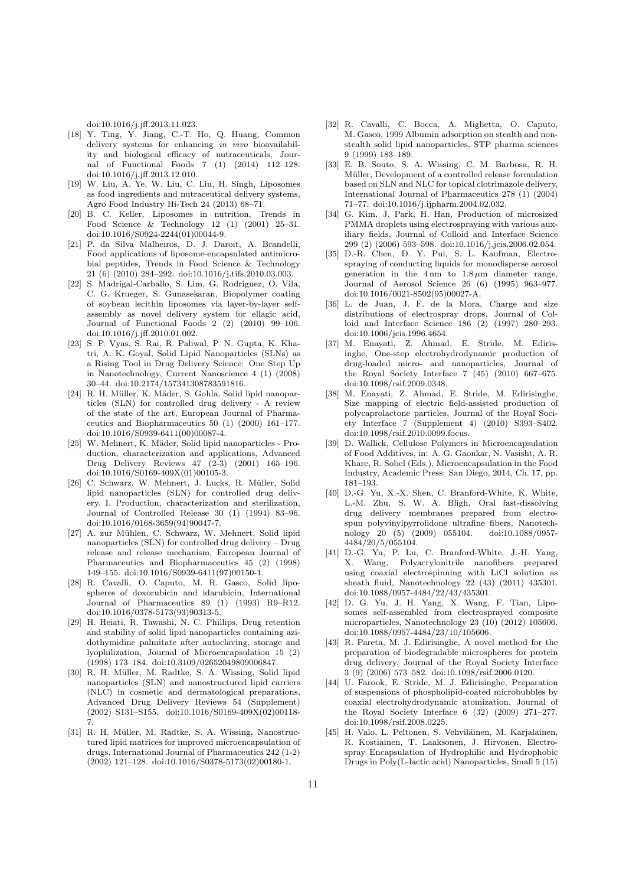doi:10.1016/j.jff.2013.11.023.

[18] Y. Ting, Y. Jiang, C.-T. Ho, Q. Huang, Common delivery systems for enhancing *in vivo* bioavailability and biological efficacy of nutraceuticals, Journal of Functional Foods 7 (1) (2014) 112–128. doi:10.1016/j.jff.2013.12.010.

[19] W. Liu, A. Ye, W. Liu, C. Liu, H. Singh, Liposomes as food ingredients and nutraceutical delivery systems, Agro Food Industry Hi-Tech 24 (2013) 68–71.

[20] B. C. Keller, Liposomes in nutrition, Trends in Food Science & Technology 12 (1) (2001) 25–31. doi:10.1016/S0924-2244(01)00044-9.

[21] P. da Silva Malheiros, D. J. Daroit, A. Brandelli, Food applications of liposome-encapsulated antimicrobial peptides, Trends in Food Science & Technology 21 (6) (2010) 284–292. doi:10.1016/j.tifs.2010.03.003.

[22] S. Madrigal-Carballo, S. Lim, G. Rodriguez, O. Vila, C. G. Krueger, S. Gunasekaran, Biopolymer coating of soybean lecithin liposomes via layer-by-layer self-assembly as novel delivery system for ellagic acid, Journal of Functional Foods 2 (2) (2010) 99–106. doi:10.1016/j.jff.2010.01.002.

[23] S. P. Vyas, S. Rai, R. Paliwal, P. N. Gupta, K. Khatri, A. K. Goyal, Solid Lipid Nanoparticles (SLNs) as a Rising Tool in Drug Delivery Science: One Step Up in Nanotechnology, Current Nanoscience 4 (1) (2008) 30–44. doi:10.2174/157341308783591816.

[24] R. H. Müller, K. Mäder, S. Gohla, Solid lipid nanoparticles (SLN) for controlled drug delivery - A review of the state of the art, European Journal of Pharmaceutics and Biopharmaceutics 50 (1) (2000) 161–177. doi:10.1016/S0939-6411(00)00087-4.

[25] W. Mehnert, K. Mäder, Solid lipid nanoparticles - Production, characterization and applications, Advanced Drug Delivery Reviews 47 (2-3) (2001) 165–196. doi:10.1016/S0169-409X(01)00105-3.

[26] C. Schwarz, W. Mehnert, J. Lucks, R. Müller, Solid lipid nanoparticles (SLN) for controlled drug delivery. I. Production, characterization and sterilization, Journal of Controlled Release 30 (1) (1994) 83–96. doi:10.1016/0168-3659(94)90047-7.

[27] A. zur Mühlen, C. Schwarz, W. Mehnert, Solid lipid nanoparticles (SLN) for controlled drug delivery – Drug release and release mechanism, European Journal of Pharmaceutics and Biopharmaceutics 45 (2) (1998) 149–155. doi:10.1016/S0939-6411(97)00150-1.

[28] R. Cavalli, O. Caputo, M. R. Gasco, Solid lipospheres of doxorubicin and idarubicin, International Journal of Pharmaceutics 89 (1) (1993) R9–R12. doi:10.1016/0378-5173(93)90313-5.

[29] H. Heiati, R. Tawashi, N. C. Phillips, Drug retention and stability of solid lipid nanoparticles containing azidothymidine palmitate after autoclaving, storage and lyophilization, Journal of Microencapsulation 15 (2) (1998) 173–184. doi:10.3109/02652049809006847.

[30] R. H. Müller, M. Radtke, S. A. Wissing, Solid lipid nanoparticles (SLN) and nanostructured lipid carriers (NLC) in cosmetic and dermatological preparations, Advanced Drug Delivery Reviews 54 (Supplement) (2002) S131–S155. doi:10.1016/S0169-409X(02)00118-7.

[31] R. H. Müller, M. Radtke, S. A. Wissing, Nanostructured lipid matrices for improved microencapsulation of drugs, International Journal of Pharmaceutics 242 (1-2) (2002) 121–128. doi:10.1016/S0378-5173(02)00180-1.

[32] R. Cavalli, C. Bocca, A. Miglietta, O. Caputo, M. Gasco, 1999 Albumin adsorption on stealth and non-stealth solid lipid nanoparticles, STP pharma sciences 9 (1999) 183–189.

[33] E. B. Souto, S. A. Wissing, C. M. Barbosa, R. H. Müller, Development of a controlled release formulation based on SLN and NLC for topical clotrimazole delivery, International Journal of Pharmaceutics 278 (1) (2004) 71–77. doi:10.1016/j.ijpharm.2004.02.032.

[34] G. Kim, J. Park, H. Han, Production of microsized PMMA droplets using electrospraying with various auxiliary fields, Journal of Colloid and Interface Science 299 (2) (2006) 593–598. doi:10.1016/j.jcis.2006.02.054.

[35] D.-R. Chen, D. Y. Pui, S. L. Kaufman, Electrospraying of conducting liquids for monodisperse aerosol generation in the 4 nm to 1.8 $\mu$m diameter range, Journal of Aerosol Science 26 (6) (1995) 963–977. doi:10.1016/0021-8502(95)00027-A.

[36] L. de Juan, J. F. de la Mora, Charge and size distributions of electrospray drops, Journal of Colloid and Interface Science 186 (2) (1997) 280–293. doi:10.1006/jcis.1996.4654.

[37] M. Enayati, Z. Ahmad, E. Stride, M. Edirisinghe, One-step electrohydrodynamic production of drug-loaded micro- and nanoparticles, Journal of the Royal Society Interface 7 (45) (2010) 667–675. doi:10.1098/rsif.2009.0348.

[38] M. Enayati, Z. Ahmad, E. Stride, M. Edirisinghe, Size mapping of electric field-assisted production of polycaprolactone particles, Journal of the Royal Society Interface 7 (Supplement 4) (2010) S393–S402. doi:10.1098/rsif.2010.0099.focus.

[39] D. Wallick, Cellulose Polymers in Microencapsulation of Food Additives, in: A. G. Gaonkar, N. Vasisht, A. R. Khare, R. Sobel (Eds.), Microencapsulation in the Food Industry, Academic Press: San Diego, 2014, Ch. 17, pp. 181–193.

[40] D.-G. Yu, X.-X. Shen, C. Branford-White, K. White, L.-M. Zhu, S. W. A. Bligh, Oral fast-dissolving drug delivery membranes prepared from electrospun polyvinylpyrrolidone ultrafine fibers, Nanotechnology 20 (5) (2009) 055104. doi:10.1088/0957-4484/20/5/055104.

[41] D.-G. Yu, P. Lu, C. Branford-White, J.-H. Yang, X. Wang, Polyacrylonitrile nanofibers prepared using coaxial electrospinning with LiCl solution as sheath fluid, Nanotechnology 22 (43) (2011) 435301. doi:10.1088/0957-4484/22/43/435301.

[42] D. G. Yu, J. H. Yang, X. Wang, F. Tian, Liposomes self-assembled from electrosprayed composite microparticles, Nanotechnology 23 (10) (2012) 105606. doi:10.1088/0957-4484/23/10/105606.

[43] R. Pareta, M. J. Edirisinghe, A novel method for the preparation of biodegradable microspheres for protein drug delivery, Journal of the Royal Society Interface 3 (9) (2006) 573–582. doi:10.1098/rsif.2006.0120.

[44] U. Farook, E. Stride, M. J. Edirisinghe, Preparation of suspensions of phospholipid-coated microbubbles by coaxial electrohydrodynamic atomization, Journal of the Royal Society Interface 6 (32) (2009) 271–277. doi:10.1098/rsif.2008.0225.

[45] H. Valo, L. Peltonen, S. Vehviläinen, M. Karjalainen, R. Kostiainen, T. Laaksonen, J. Hirvonen, Electrospray Encapsulation of Hydrophilic and Hydrophobic Drugs in Poly(L-lactic acid) Nanoparticles, Small 5 (15)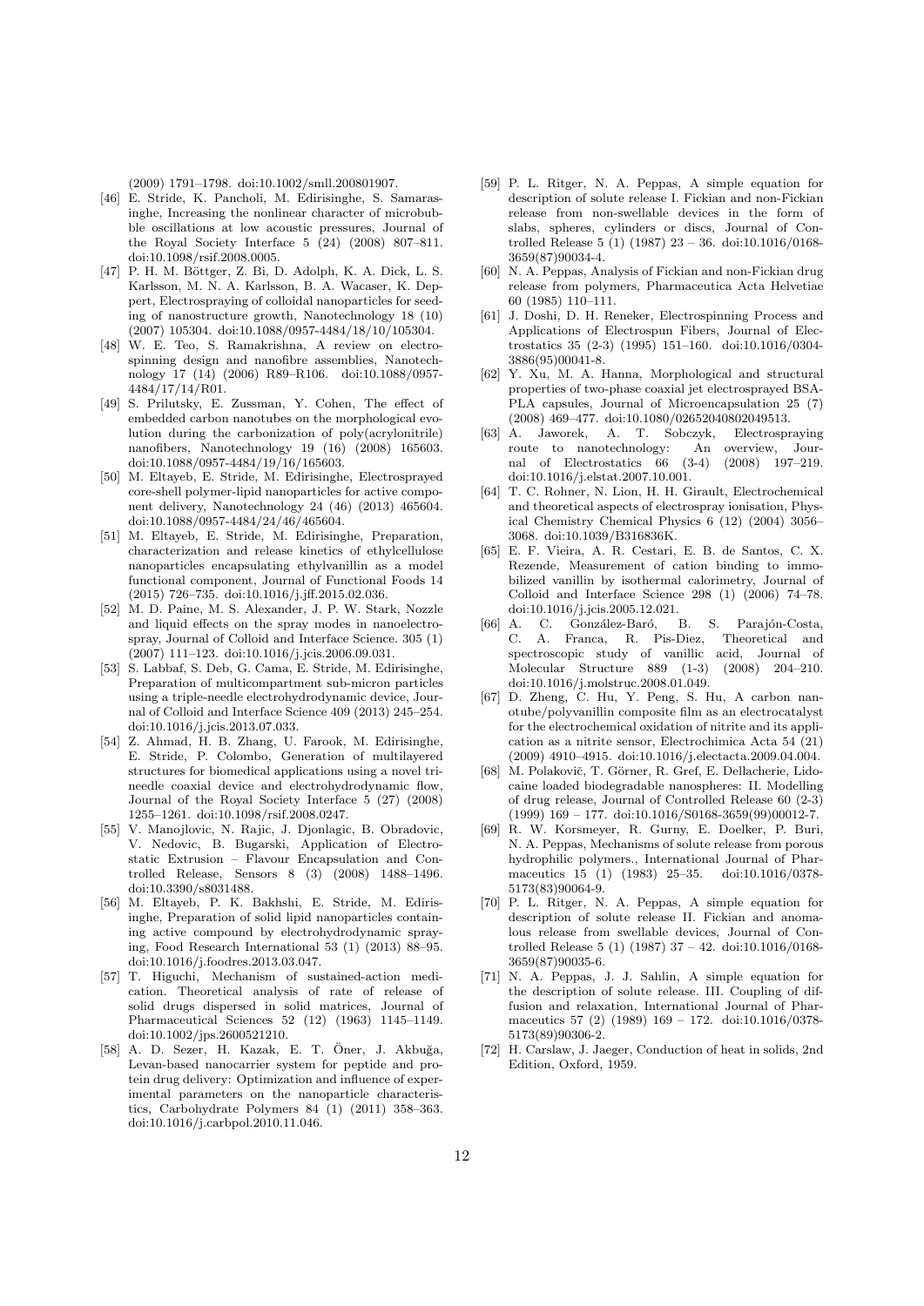(2009) 1791–1798. doi:10.1002/smll.200801907.

[46] E. Stride, K. Pancholi, M. Edirisinghe, S. Samarasinghe, Increasing the nonlinear character of microbubble oscillations at low acoustic pressures, Journal of the Royal Society Interface 5 (24) (2008) 807–811. doi:10.1098/rsif.2008.0005.

[47] P. H. M. Böttger, Z. Bi, D. Adolph, K. A. Dick, L. S. Karlsson, M. N. A. Karlsson, B. A. Wacaser, K. Deppert, Electrospraying of colloidal nanoparticles for seeding of nanostructure growth, Nanotechnology 18 (10) (2007) 105304. doi:10.1088/0957-4484/18/10/105304.

[48] W. E. Teo, S. Ramakrishna, A review on electrospinning design and nanofibre assemblies, Nanotechnology 17 (14) (2006) R89–R106. doi:10.1088/0957-4484/17/14/R01.

[49] S. Prilutsky, E. Zussman, Y. Cohen, The effect of embedded carbon nanotubes on the morphological evolution during the carbonization of poly(acrylonitrile) nanofibers, Nanotechnology 19 (16) (2008) 165603. doi:10.1088/0957-4484/19/16/165603.

[50] M. Eltayeb, E. Stride, M. Edirisinghe, Electrosprayed core-shell polymer-lipid nanoparticles for active component delivery, Nanotechnology 24 (46) (2013) 465604. doi:10.1088/0957-4484/24/46/465604.

[51] M. Eltayeb, E. Stride, M. Edirisinghe, Preparation, characterization and release kinetics of ethylcellulose nanoparticles encapsulating ethylvanillin as a model functional component, Journal of Functional Foods 14 (2015) 726–735. doi:10.1016/j.jff.2015.02.036.

[52] M. D. Paine, M. S. Alexander, J. P. W. Stark, Nozzle and liquid effects on the spray modes in nanoelectrospray, Journal of Colloid and Interface Science. 305 (1) (2007) 111–123. doi:10.1016/j.jcis.2006.09.031.

[53] S. Labbaf, S. Deb, G. Cama, E. Stride, M. Edirisinghe, Preparation of multicompartment sub-micron particles using a triple-needle electrohydrodynamic device, Journal of Colloid and Interface Science 409 (2013) 245–254. doi:10.1016/j.jcis.2013.07.033.

[54] Z. Ahmad, H. B. Zhang, U. Farook, M. Edirisinghe, E. Stride, P. Colombo, Generation of multilayered structures for biomedical applications using a novel tri-needle coaxial device and electrohydrodynamic flow, Journal of the Royal Society Interface 5 (27) (2008) 1255–1261. doi:10.1098/rsif.2008.0247.

[55] V. Manojlovic, N. Rajic, J. Djonlagic, B. Obradovic, V. Nedovic, B. Bugarski, Application of Electrostatic Extrusion – Flavour Encapsulation and Controlled Release, Sensors 8 (3) (2008) 1488–1496. doi:10.3390/s8031488.

[56] M. Eltayeb, P. K. Bakhshi, E. Stride, M. Edirisinghe, Preparation of solid lipid nanoparticles containing active compound by electrohydrodynamic spraying, Food Research International 53 (1) (2013) 88–95. doi:10.1016/j.foodres.2013.03.047.

[57] T. Higuchi, Mechanism of sustained-action medication. Theoretical analysis of rate of release of solid drugs dispersed in solid matrices, Journal of Pharmaceutical Sciences 52 (12) (1963) 1145–1149. doi:10.1002/jps.2600521210.

[58] A. D. Sezer, H. Kazak, E. T. Öner, J. Akbuğa, Levan-based nanocarrier system for peptide and protein drug delivery: Optimization and influence of experimental parameters on the nanoparticle characteristics, Carbohydrate Polymers 84 (1) (2011) 358–363. doi:10.1016/j.carbpol.2010.11.046.

[59] P. L. Ritger, N. A. Peppas, A simple equation for description of solute release I. Fickian and non-Fickian release from non-swellable devices in the form of slabs, spheres, cylinders or discs, Journal of Controlled Release 5 (1) (1987) 23 – 36. doi:10.1016/0168-3659(87)90034-4.

[60] N. A. Peppas, Analysis of Fickian and non-Fickian drug release from polymers, Pharmaceutica Acta Helvetiae 60 (1985) 110–111.

[61] J. Doshi, D. H. Reneker, Electrospinning Process and Applications of Electrospun Fibers, Journal of Electrostatics 35 (2-3) (1995) 151–160. doi:10.1016/0304-3886(95)00041-8.

[62] Y. Xu, M. A. Hanna, Morphological and structural properties of two-phase coaxial jet electrosprayed BSA-PLA capsules, Journal of Microencapsulation 25 (7) (2008) 469–477. doi:10.1080/02652040802049513.

[63] A. Jaworek, A. T. Sobczyk, Electrospraying route to nanotechnology: An overview, Journal of Electrostatics 66 (3-4) (2008) 197–219. doi:10.1016/j.elstat.2007.10.001.

[64] T. C. Rohner, N. Lion, H. H. Girault, Electrochemical and theoretical aspects of electrospray ionisation, Physical Chemistry Chemical Physics 6 (12) (2004) 3056–3068. doi:10.1039/B316836K.

[65] E. F. Vieira, A. R. Cestari, E. B. de Santos, C. X. Rezende, Measurement of cation binding to immobilized vanillin by isothermal calorimetry, Journal of Colloid and Interface Science 298 (1) (2006) 74–78. doi:10.1016/j.jcis.2005.12.021.

[66] A. C. González-Baró, B. S. Parajón-Costa, C. A. Franca, R. Pis-Diez, Theoretical and spectroscopic study of vanillic acid, Journal of Molecular Structure 889 (1-3) (2008) 204–210. doi:10.1016/j.molstruc.2008.01.049.

[67] D. Zheng, C. Hu, Y. Peng, S. Hu, A carbon nanotube/polyvanillin composite film as an electrocatalyst for the electrochemical oxidation of nitrite and its application as a nitrite sensor, Electrochimica Acta 54 (21) (2009) 4910–4915. doi:10.1016/j.electacta.2009.04.004.

[68] M. Polakovič, T. Görner, R. Gref, E. Dellacherie, Lidocaine loaded biodegradable nanospheres: II. Modelling of drug release, Journal of Controlled Release 60 (2-3) (1999) 169 – 177. doi:10.1016/S0168-3659(99)00012-7.

[69] R. W. Korsmeyer, R. Gurny, E. Doelker, P. Buri, N. A. Peppas, Mechanisms of solute release from porous hydrophilic polymers., International Journal of Pharmaceutics 15 (1) (1983) 25–35. doi:10.1016/0378-5173(83)90064-9.

[70] P. L. Ritger, N. A. Peppas, A simple equation for description of solute release II. Fickian and anomalous release from swellable devices, Journal of Controlled Release 5 (1) (1987) 37 – 42. doi:10.1016/0168-3659(87)90035-6.

[71] N. A. Peppas, J. J. Sahlin, A simple equation for the description of solute release. III. Coupling of diffusion and relaxation, International Journal of Pharmaceutics 57 (2) (1989) 169 – 172. doi:10.1016/0378-5173(89)90306-2.

[72] H. Carslaw, J. Jaeger, Conduction of heat in solids, 2nd Edition, Oxford, 1959.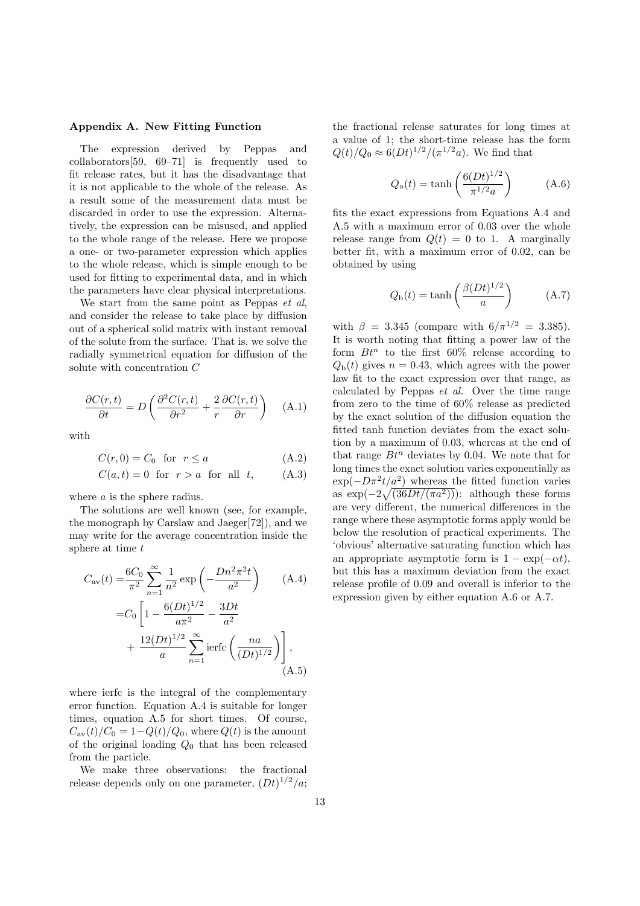### Appendix A. New Fitting Function

The expression derived by Peppas and collaborators[59, 69–71] is frequently used to fit release rates, but it has the disadvantage that it is not applicable to the whole of the release. As a result some of the measurement data must be discarded in order to use the expression. Alternatively, the expression can be misused, and applied to the whole range of the release. Here we propose a one- or two-parameter expression which applies to the whole release, which is simple enough to be used for fitting to experimental data, and in which the parameters have clear physical interpretations.

We start from the same point as Peppas *et al*, and consider the release to take place by diffusion out of a spherical solid matrix with instant removal of the solute from the surface. That is, we solve the radially symmetrical equation for diffusion of the solute with concentration $C$

$$\frac{\partial C(r,t)}{\partial t} = D\left(\frac{\partial^2 C(r,t)}{\partial r^2} + \frac{2}{r}\frac{\partial C(r,t)}{\partial r}\right) \quad \text{(A.1)}$$

with

$$C(r,0) = C_0 \quad \text{for} \quad r \le a \quad \text{(A.2)}$$

$$C(a,t) = 0 \quad \text{for} \quad r > a \quad \text{for all} \quad t, \quad \text{(A.3)}$$

where $a$ is the sphere radius.

The solutions are well known (see, for example, the monograph by Carslaw and Jaeger[72]), and we may write for the average concentration inside the sphere at time $t$

$$C_{\mathrm{av}}(t) = \frac{6C_0}{\pi^2}\sum_{n=1}^{\infty}\frac{1}{n^2}\exp\left(-\frac{Dn^2\pi^2 t}{a^2}\right) \quad \text{(A.4)}$$

$$= C_0\left[1 - \frac{6(Dt)^{1/2}}{a\pi^2} - \frac{3Dt}{a^2} + \frac{12(Dt)^{1/2}}{a}\sum_{n=1}^{\infty}\mathrm{ierfc}\left(\frac{na}{(Dt)^{1/2}}\right)\right], \quad \text{(A.5)}$$

where ierfc is the integral of the complementary error function. Equation A.4 is suitable for longer times, equation A.5 for short times. Of course, $C_{\mathrm{av}}(t)/C_0 = 1 - Q(t)/Q_0$, where $Q(t)$ is the amount of the original loading $Q_0$ that has been released from the particle.

We make three observations: the fractional release depends only on one parameter, $(Dt)^{1/2}/a$; the fractional release saturates for long times at a value of 1; the short-time release has the form $Q(t)/Q_0 \approx 6(Dt)^{1/2}/(\pi^{1/2}a)$. We find that

$$Q_{\mathrm{a}}(t) = \tanh\left(\frac{6(Dt)^{1/2}}{\pi^{1/2}a}\right) \quad \text{(A.6)}$$

fits the exact expressions from Equations A.4 and A.5 with a maximum error of 0.03 over the whole release range from $Q(t) = 0$ to 1. A marginally better fit, with a maximum error of 0.02, can be obtained by using

$$Q_{\mathrm{b}}(t) = \tanh\left(\frac{\beta(Dt)^{1/2}}{a}\right) \quad \text{(A.7)}$$

with $\beta = 3.345$ (compare with $6/\pi^{1/2} = 3.385$). It is worth noting that fitting a power law of the form $Bt^n$ to the first 60% release according to $Q_{\mathrm{b}}(t)$ gives $n = 0.43$, which agrees with the power law fit to the exact expression over that range, as calculated by Peppas *et al.* Over the time range from zero to the time of 60% release as predicted by the exact solution of the diffusion equation the fitted tanh function deviates from the exact solution by a maximum of 0.03, whereas at the end of that range $Bt^n$ deviates by 0.04. We note that for long times the exact solution varies exponentially as $\exp(-D\pi^2 t/a^2)$ whereas the fitted function varies as $\exp(-2\sqrt{(36Dt/(\pi a^2))})$: although these forms are very different, the numerical differences in the range where these asymptotic forms apply would be below the resolution of practical experiments. The 'obvious' alternative saturating function which has an appropriate asymptotic form is $1 - \exp(-\alpha t)$, but this has a maximum deviation from the exact release profile of 0.09 and overall is inferior to the expression given by either equation A.6 or A.7.